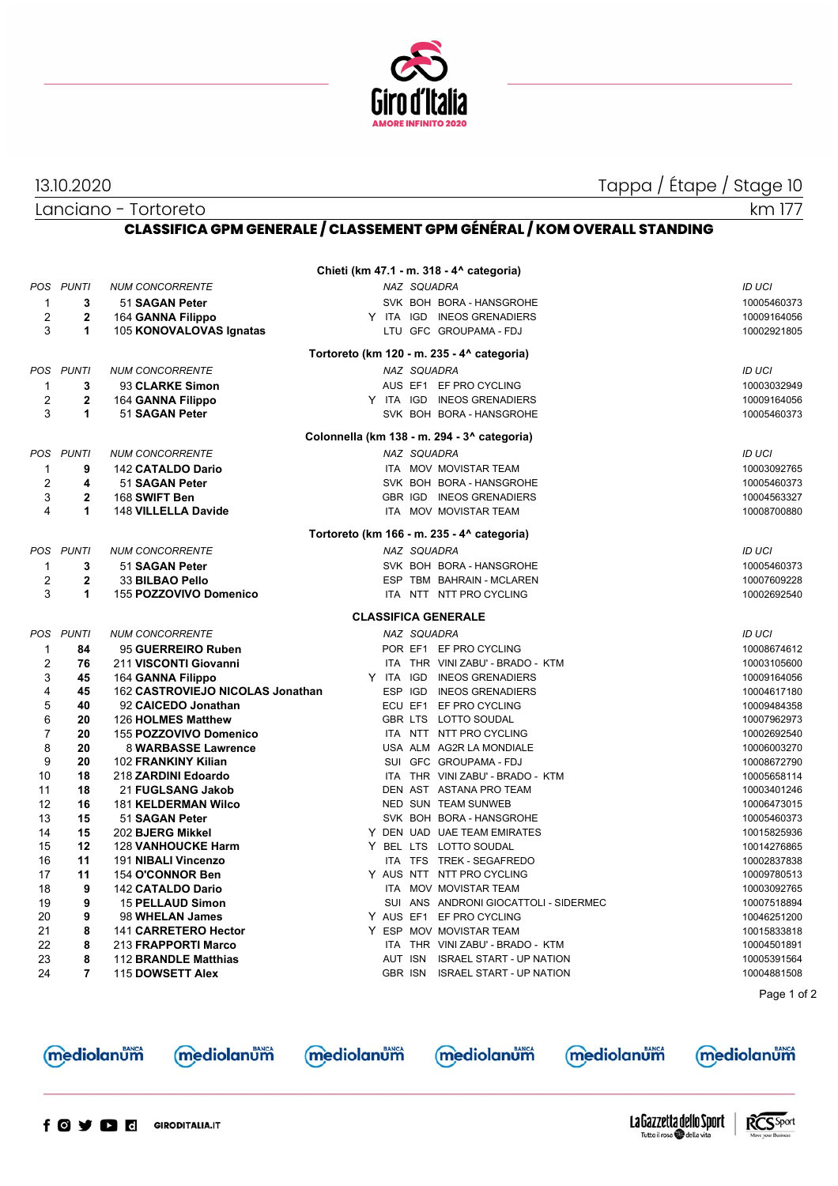13.10.2020 — Tappa / Étape / Stage 10

Lanciano - Tortoreto — km 177

## CLASSIFICA GPM GENERALE / CLASSEMENT GPM GÉNÉRAL / KOM OVERALL STANDING

### Chieti (km 47.1 - m. 318 - 4^ categoria)

| POS | PUNTI | NUM CONCORRENTE | | NAZ | SQUADRA | | ID UCI |
|---|---|---|---|---|---|---|---|
| 1 | **3** | 51 **SAGAN Peter** | | SVK | BOH | BORA - HANSGROHE | 10005460373 |
| 2 | **2** | 164 **GANNA Filippo** | Y | ITA | IGD | INEOS GRENADIERS | 10009164056 |
| 3 | **1** | 105 **KONOVALOVAS Ignatas** | | LTU | GFC | GROUPAMA - FDJ | 10002921805 |

### Tortoreto (km 120 - m. 235 - 4^ categoria)

| POS | PUNTI | NUM CONCORRENTE | | NAZ | SQUADRA | | ID UCI |
|---|---|---|---|---|---|---|---|
| 1 | **3** | 93 **CLARKE Simon** | | AUS | EF1 | EF PRO CYCLING | 10003032949 |
| 2 | **2** | 164 **GANNA Filippo** | Y | ITA | IGD | INEOS GRENADIERS | 10009164056 |
| 3 | **1** | 51 **SAGAN Peter** | | SVK | BOH | BORA - HANSGROHE | 10005460373 |

### Colonnella (km 138 - m. 294 - 3^ categoria)

| POS | PUNTI | NUM CONCORRENTE | | NAZ | SQUADRA | | ID UCI |
|---|---|---|---|---|---|---|---|
| 1 | **9** | 142 **CATALDO Dario** | | ITA | MOV | MOVISTAR TEAM | 10003092765 |
| 2 | **4** | 51 **SAGAN Peter** | | SVK | BOH | BORA - HANSGROHE | 10005460373 |
| 3 | **2** | 168 **SWIFT Ben** | | GBR | IGD | INEOS GRENADIERS | 10004563327 |
| 4 | **1** | 148 **VILLELLA Davide** | | ITA | MOV | MOVISTAR TEAM | 10008700880 |

### Tortoreto (km 166 - m. 235 - 4^ categoria)

| POS | PUNTI | NUM CONCORRENTE | | NAZ | SQUADRA | | ID UCI |
|---|---|---|---|---|---|---|---|
| 1 | **3** | 51 **SAGAN Peter** | | SVK | BOH | BORA - HANSGROHE | 10005460373 |
| 2 | **2** | 33 **BILBAO Pello** | | ESP | TBM | BAHRAIN - MCLAREN | 10007609228 |
| 3 | **1** | 155 **POZZOVIVO Domenico** | | ITA | NTT | NTT PRO CYCLING | 10002692540 |

### CLASSIFICA GENERALE

| POS | PUNTI | NUM CONCORRENTE | | NAZ | SQUADRA | | ID UCI |
|---|---|---|---|---|---|---|---|
| 1 | **84** | 95 **GUERREIRO Ruben** | | POR | EF1 | EF PRO CYCLING | 10008674612 |
| 2 | **76** | 211 **VISCONTI Giovanni** | | ITA | THR | VINI ZABU' - BRADO - KTM | 10003105600 |
| 3 | **45** | 164 **GANNA Filippo** | Y | ITA | IGD | INEOS GRENADIERS | 10009164056 |
| 4 | **45** | 162 **CASTROVIEJO NICOLAS Jonathan** | | ESP | IGD | INEOS GRENADIERS | 10004617180 |
| 5 | **40** | 92 **CAICEDO Jonathan** | | ECU | EF1 | EF PRO CYCLING | 10009484358 |
| 6 | **20** | 126 **HOLMES Matthew** | | GBR | LTS | LOTTO SOUDAL | 10007962973 |
| 7 | **20** | 155 **POZZOVIVO Domenico** | | ITA | NTT | NTT PRO CYCLING | 10002692540 |
| 8 | **20** | 8 **WARBASSE Lawrence** | | USA | ALM | AG2R LA MONDIALE | 10006003270 |
| 9 | **20** | 102 **FRANKINY Kilian** | | SUI | GFC | GROUPAMA - FDJ | 10008672790 |
| 10 | **18** | 218 **ZARDINI Edoardo** | | ITA | THR | VINI ZABU' - BRADO - KTM | 10005658114 |
| 11 | **18** | 21 **FUGLSANG Jakob** | | DEN | AST | ASTANA PRO TEAM | 10003401246 |
| 12 | **16** | 181 **KELDERMAN Wilco** | | NED | SUN | TEAM SUNWEB | 10006473015 |
| 13 | **15** | 51 **SAGAN Peter** | | SVK | BOH | BORA - HANSGROHE | 10005460373 |
| 14 | **15** | 202 **BJERG Mikkel** | Y | DEN | UAD | UAE TEAM EMIRATES | 10015825936 |
| 15 | **12** | 128 **VANHOUCKE Harm** | Y | BEL | LTS | LOTTO SOUDAL | 10014276865 |
| 16 | **11** | 191 **NIBALI Vincenzo** | | ITA | TFS | TREK - SEGAFREDO | 10002837838 |
| 17 | **11** | 154 **O'CONNOR Ben** | Y | AUS | NTT | NTT PRO CYCLING | 10009780513 |
| 18 | **9** | 142 **CATALDO Dario** | | ITA | MOV | MOVISTAR TEAM | 10003092765 |
| 19 | **9** | 15 **PELLAUD Simon** | | SUI | ANS | ANDRONI GIOCATTOLI - SIDERMEC | 10007518894 |
| 20 | **9** | 98 **WHELAN James** | Y | AUS | EF1 | EF PRO CYCLING | 10046251200 |
| 21 | **8** | 141 **CARRETERO Hector** | Y | ESP | MOV | MOVISTAR TEAM | 10015833818 |
| 22 | **8** | 213 **FRAPPORTI Marco** | | ITA | THR | VINI ZABU' - BRADO - KTM | 10004501891 |
| 23 | **8** | 112 **BRANDLE Matthias** | | AUT | ISN | ISRAEL START - UP NATION | 10005391564 |
| 24 | **7** | 115 **DOWSETT Alex** | | GBR | ISN | ISRAEL START - UP NATION | 10004881508 |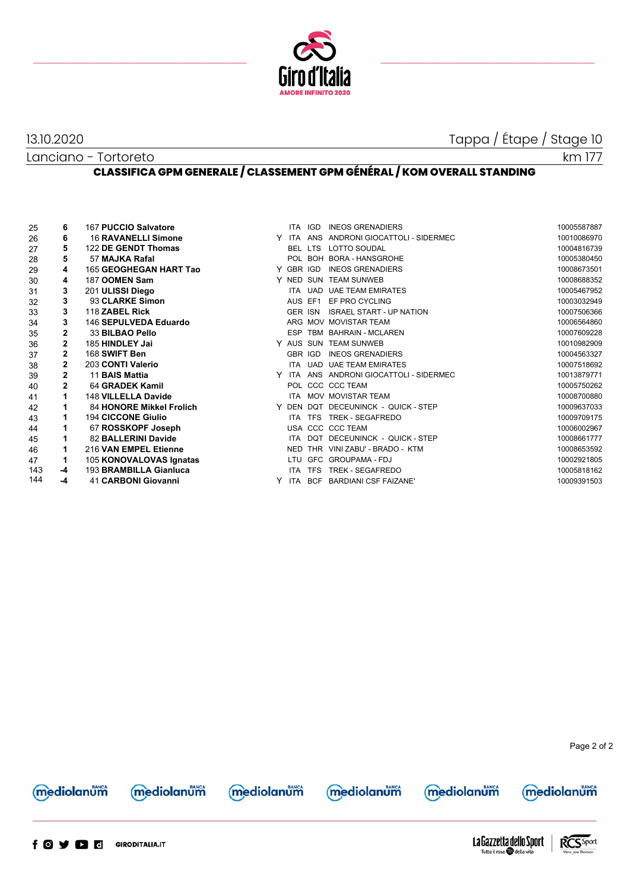13.10.2020 — Tappa / Étape / Stage 10

Lanciano - Tortoreto — km 177

## CLASSIFICA GPM GENERALE / CLASSEMENT GPM GÉNÉRAL / KOM OVERALL STANDING

| | | | | | | | | |
|---|---|---|---|---|---|---|---|---|
| 25 | 6 | 167 | **PUCCIO Salvatore** | | ITA | IGD | INEOS GRENADIERS | 10005587887 |
| 26 | 6 | 16 | **RAVANELLI Simone** | Y | ITA | ANS | ANDRONI GIOCATTOLI - SIDERMEC | 10010086970 |
| 27 | 5 | 122 | **DE GENDT Thomas** | | BEL | LTS | LOTTO SOUDAL | 10004816739 |
| 28 | 5 | 57 | **MAJKA Rafal** | | POL | BOH | BORA - HANSGROHE | 10005380450 |
| 29 | 4 | 165 | **GEOGHEGAN HART Tao** | Y | GBR | IGD | INEOS GRENADIERS | 10008673501 |
| 30 | 4 | 187 | **OOMEN Sam** | Y | NED | SUN | TEAM SUNWEB | 10008688352 |
| 31 | 3 | 201 | **ULISSI Diego** | | ITA | UAD | UAE TEAM EMIRATES | 10005467952 |
| 32 | 3 | 93 | **CLARKE Simon** | | AUS | EF1 | EF PRO CYCLING | 10003032949 |
| 33 | 3 | 118 | **ZABEL Rick** | | GER | ISN | ISRAEL START - UP NATION | 10007506366 |
| 34 | 3 | 146 | **SEPULVEDA Eduardo** | | ARG | MOV | MOVISTAR TEAM | 10006564860 |
| 35 | 2 | 33 | **BILBAO Pello** | | ESP | TBM | BAHRAIN - MCLAREN | 10007609228 |
| 36 | 2 | 185 | **HINDLEY Jai** | Y | AUS | SUN | TEAM SUNWEB | 10010982909 |
| 37 | 2 | 168 | **SWIFT Ben** | | GBR | IGD | INEOS GRENADIERS | 10004563327 |
| 38 | 2 | 203 | **CONTI Valerio** | | ITA | UAD | UAE TEAM EMIRATES | 10007518692 |
| 39 | 2 | 11 | **BAIS Mattia** | Y | ITA | ANS | ANDRONI GIOCATTOLI - SIDERMEC | 10013879771 |
| 40 | 2 | 64 | **GRADEK Kamil** | | POL | CCC | CCC TEAM | 10005750262 |
| 41 | 1 | 148 | **VILLELLA Davide** | | ITA | MOV | MOVISTAR TEAM | 10008700880 |
| 42 | 1 | 84 | **HONORE Mikkel Frolich** | Y | DEN | DQT | DECEUNINCK - QUICK - STEP | 10009637033 |
| 43 | 1 | 194 | **CICCONE Giulio** | | ITA | TFS | TREK - SEGAFREDO | 10009709175 |
| 44 | 1 | 67 | **ROSSKOPF Joseph** | | USA | CCC | CCC TEAM | 10006002967 |
| 45 | 1 | 82 | **BALLERINI Davide** | | ITA | DQT | DECEUNINCK - QUICK - STEP | 10008661777 |
| 46 | 1 | 216 | **VAN EMPEL Etienne** | | NED | THR | VINI ZABU' - BRADO - KTM | 10008653592 |
| 47 | 1 | 105 | **KONOVALOVAS Ignatas** | | LTU | GFC | GROUPAMA - FDJ | 10002921805 |
| 143 | -4 | 193 | **BRAMBILLA Gianluca** | | ITA | TFS | TREK - SEGAFREDO | 10005818162 |
| 144 | -4 | 41 | **CARBONI Giovanni** | Y | ITA | BCF | BARDIANI CSF FAIZANE' | 10009391503 |